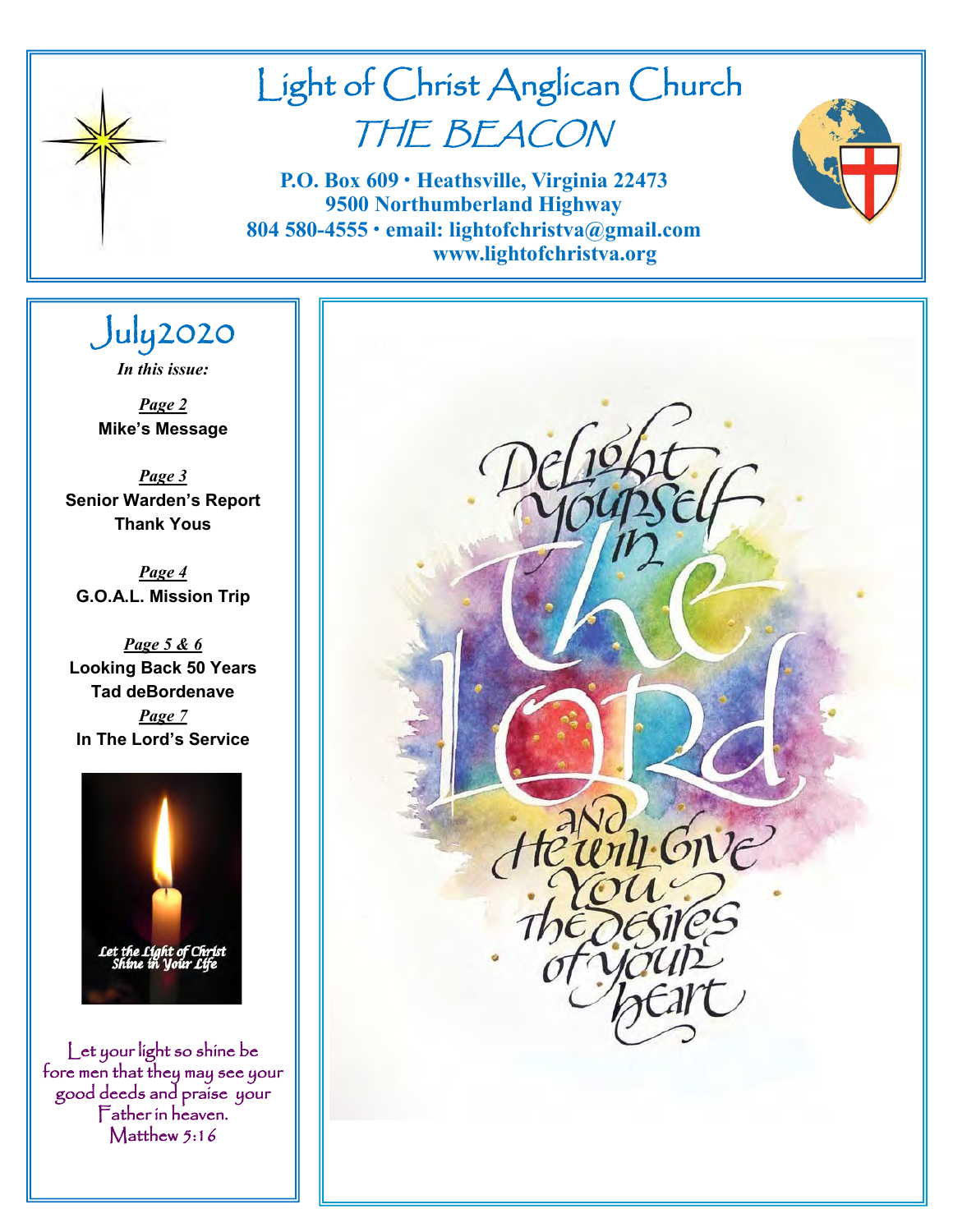# Light of Christ Anglican Church

## THE BEACON

**P.O. Box 609 · Heathsville, Virginia 22473**
**9500 Northumberland Highway**
**804 580-4555 · email: lightofchristva@gmail.com**
**www.lightofchristva.org**

## July2020

*In this issue:*

***Page 2***
**Mike's Message**

***Page 3***
**Senior Warden's Report**
**Thank Yous**

***Page 4***
**G.O.A.L. Mission Trip**

***Page 5 & 6***
**Looking Back 50 Years**
**Tad deBordenave**

***Page 7***
**In The Lord's Service**

*Let the Light of Christ Shine in Your Life*

Let your light so shine be fore men that they may see your good deeds and praise your Father in heaven.
Matthew 5:16

Delight yourself in the Lord and He will give you the desires of your heart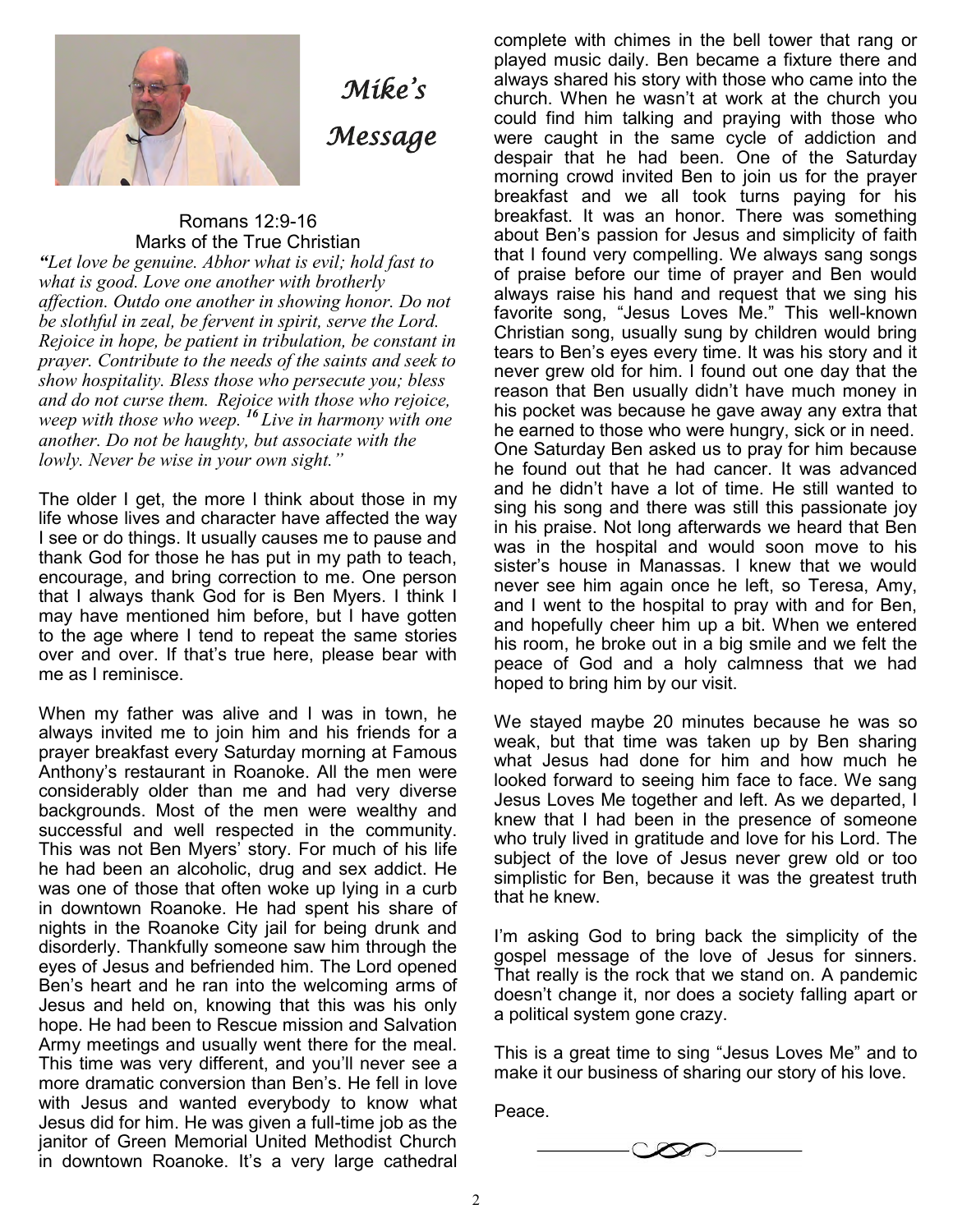# *Mike's Message*

Romans 12:9-16
Marks of the True Christian

*"Let love be genuine. Abhor what is evil; hold fast to what is good. Love one another with brotherly affection. Outdo one another in showing honor. Do not be slothful in zeal, be fervent in spirit, serve the Lord. Rejoice in hope, be patient in tribulation, be constant in prayer. Contribute to the needs of the saints and seek to show hospitality. Bless those who persecute you; bless and do not curse them. Rejoice with those who rejoice, weep with those who weep. [16] Live in harmony with one another. Do not be haughty, but associate with the lowly. Never be wise in your own sight."*

The older I get, the more I think about those in my life whose lives and character have affected the way I see or do things. It usually causes me to pause and thank God for those he has put in my path to teach, encourage, and bring correction to me. One person that I always thank God for is Ben Myers. I think I may have mentioned him before, but I have gotten to the age where I tend to repeat the same stories over and over. If that's true here, please bear with me as I reminisce.

When my father was alive and I was in town, he always invited me to join him and his friends for a prayer breakfast every Saturday morning at Famous Anthony's restaurant in Roanoke. All the men were considerably older than me and had very diverse backgrounds. Most of the men were wealthy and successful and well respected in the community. This was not Ben Myers' story. For much of his life he had been an alcoholic, drug and sex addict. He was one of those that often woke up lying in a curb in downtown Roanoke. He had spent his share of nights in the Roanoke City jail for being drunk and disorderly. Thankfully someone saw him through the eyes of Jesus and befriended him. The Lord opened Ben's heart and he ran into the welcoming arms of Jesus and held on, knowing that this was his only hope. He had been to Rescue mission and Salvation Army meetings and usually went there for the meal. This time was very different, and you'll never see a more dramatic conversion than Ben's. He fell in love with Jesus and wanted everybody to know what Jesus did for him. He was given a full-time job as the janitor of Green Memorial United Methodist Church in downtown Roanoke. It's a very large cathedral complete with chimes in the bell tower that rang or played music daily. Ben became a fixture there and always shared his story with those who came into the church. When he wasn't at work at the church you could find him talking and praying with those who were caught in the same cycle of addiction and despair that he had been. One of the Saturday morning crowd invited Ben to join us for the prayer breakfast and we all took turns paying for his breakfast. It was an honor. There was something about Ben's passion for Jesus and simplicity of faith that I found very compelling. We always sang songs of praise before our time of prayer and Ben would always raise his hand and request that we sing his favorite song, "Jesus Loves Me." This well-known Christian song, usually sung by children would bring tears to Ben's eyes every time. It was his story and it never grew old for him. I found out one day that the reason that Ben usually didn't have much money in his pocket was because he gave away any extra that he earned to those who were hungry, sick or in need. One Saturday Ben asked us to pray for him because he found out that he had cancer. It was advanced and he didn't have a lot of time. He still wanted to sing his song and there was still this passionate joy in his praise. Not long afterwards we heard that Ben was in the hospital and would soon move to his sister's house in Manassas. I knew that we would never see him again once he left, so Teresa, Amy, and I went to the hospital to pray with and for Ben, and hopefully cheer him up a bit. When we entered his room, he broke out in a big smile and we felt the peace of God and a holy calmness that we had hoped to bring him by our visit.

We stayed maybe 20 minutes because he was so weak, but that time was taken up by Ben sharing what Jesus had done for him and how much he looked forward to seeing him face to face. We sang Jesus Loves Me together and left. As we departed, I knew that I had been in the presence of someone who truly lived in gratitude and love for his Lord. The subject of the love of Jesus never grew old or too simplistic for Ben, because it was the greatest truth that he knew.

I'm asking God to bring back the simplicity of the gospel message of the love of Jesus for sinners. That really is the rock that we stand on. A pandemic doesn't change it, nor does a society falling apart or a political system gone crazy.

This is a great time to sing "Jesus Loves Me" and to make it our business of sharing our story of his love.

Peace.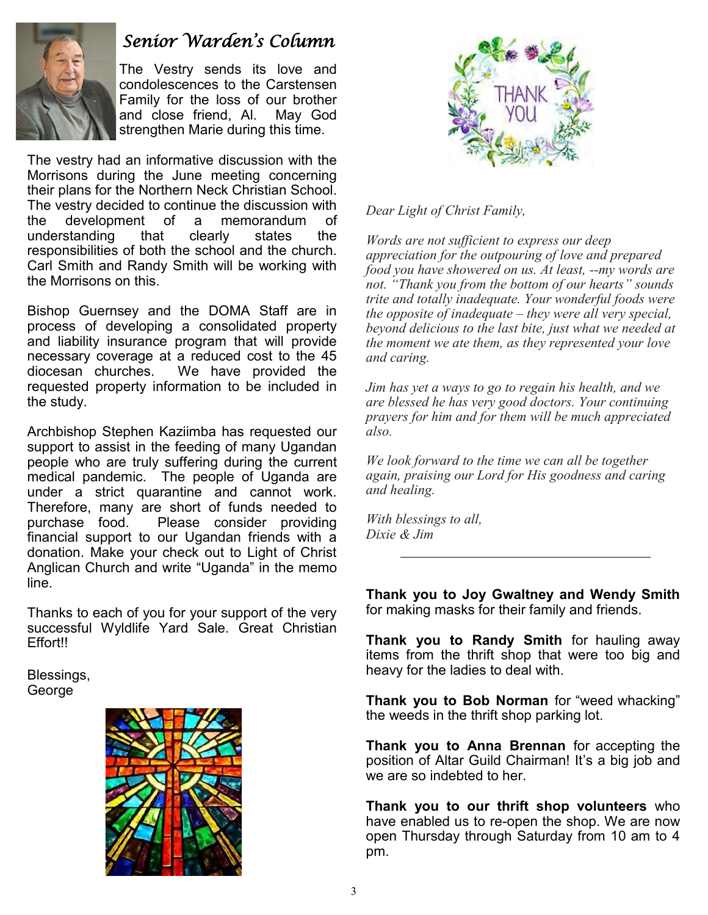## *Senior Warden's Column*

The Vestry sends its love and condolescences to the Carstensen Family for the loss of our brother and close friend, Al. May God strengthen Marie during this time.

The vestry had an informative discussion with the Morrisons during the June meeting concerning their plans for the Northern Neck Christian School. The vestry decided to continue the discussion with the development of a memorandum of understanding that clearly states the responsibilities of both the school and the church. Carl Smith and Randy Smith will be working with the Morrisons on this.

Bishop Guernsey and the DOMA Staff are in process of developing a consolidated property and liability insurance program that will provide necessary coverage at a reduced cost to the 45 diocesan churches. We have provided the requested property information to be included in the study.

Archbishop Stephen Kaziimba has requested our support to assist in the feeding of many Ugandan people who are truly suffering during the current medical pandemic. The people of Uganda are under a strict quarantine and cannot work. Therefore, many are short of funds needed to purchase food. Please consider providing financial support to our Ugandan friends with a donation. Make your check out to Light of Christ Anglican Church and write "Uganda" in the memo line.

Thanks to each of you for your support of the very successful Wyldlife Yard Sale. Great Christian Effort!!

Blessings,
George

*Dear Light of Christ Family,*

*Words are not sufficient to express our deep appreciation for the outpouring of love and prepared food you have showered on us. At least, --my words are not. "Thank you from the bottom of our hearts" sounds trite and totally inadequate. Your wonderful foods were the opposite of inadequate – they were all very special, beyond delicious to the last bite, just what we needed at the moment we ate them, as they represented your love and caring.*

*Jim has yet a ways to go to regain his health, and we are blessed he has very good doctors. Your continuing prayers for him and for them will be much appreciated also.*

*We look forward to the time we can all be together again, praising our Lord for His goodness and caring and healing.*

*With blessings to all,*
*Dixie & Jim*

---

**Thank you to Joy Gwaltney and Wendy Smith** for making masks for their family and friends.

**Thank you to Randy Smith** for hauling away items from the thrift shop that were too big and heavy for the ladies to deal with.

**Thank you to Bob Norman** for "weed whacking" the weeds in the thrift shop parking lot.

**Thank you to Anna Brennan** for accepting the position of Altar Guild Chairman! It's a big job and we are so indebted to her.

**Thank you to our thrift shop volunteers** who have enabled us to re-open the shop. We are now open Thursday through Saturday from 10 am to 4 pm.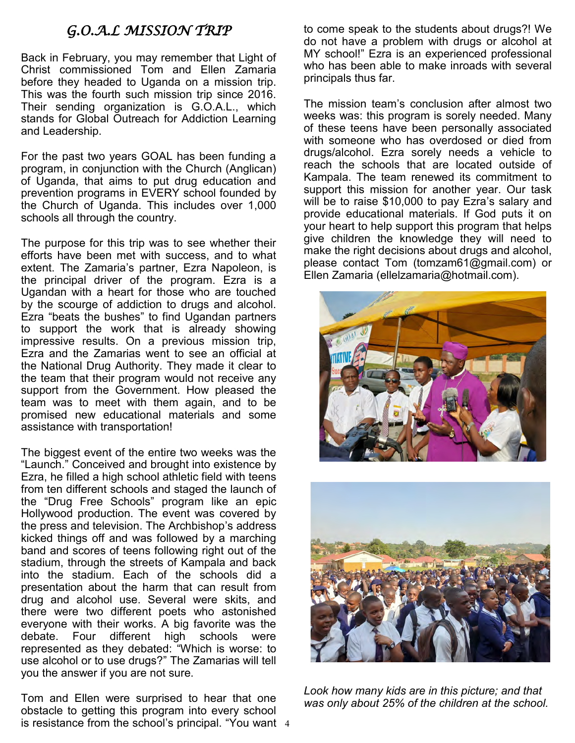# G.O.A.L MISSION TRIP

Back in February, you may remember that Light of Christ commissioned Tom and Ellen Zamaria before they headed to Uganda on a mission trip. This was the fourth such mission trip since 2016. Their sending organization is G.O.A.L., which stands for Global Outreach for Addiction Learning and Leadership.

For the past two years GOAL has been funding a program, in conjunction with the Church (Anglican) of Uganda, that aims to put drug education and prevention programs in EVERY school founded by the Church of Uganda. This includes over 1,000 schools all through the country.

The purpose for this trip was to see whether their efforts have been met with success, and to what extent. The Zamaria's partner, Ezra Napoleon, is the principal driver of the program. Ezra is a Ugandan with a heart for those who are touched by the scourge of addiction to drugs and alcohol. Ezra "beats the bushes" to find Ugandan partners to support the work that is already showing impressive results. On a previous mission trip, Ezra and the Zamarias went to see an official at the National Drug Authority. They made it clear to the team that their program would not receive any support from the Government. How pleased the team was to meet with them again, and to be promised new educational materials and some assistance with transportation!

The biggest event of the entire two weeks was the "Launch." Conceived and brought into existence by Ezra, he filled a high school athletic field with teens from ten different schools and staged the launch of the "Drug Free Schools" program like an epic Hollywood production. The event was covered by the press and television. The Archbishop's address kicked things off and was followed by a marching band and scores of teens following right out of the stadium, through the streets of Kampala and back into the stadium. Each of the schools did a presentation about the harm that can result from drug and alcohol use. Several were skits, and there were two different poets who astonished everyone with their works. A big favorite was the debate. Four different high schools were represented as they debated: "Which is worse: to use alcohol or to use drugs?" The Zamarias will tell you the answer if you are not sure.

Tom and Ellen were surprised to hear that one obstacle to getting this program into every school is resistance from the school's principal. "You want to come speak to the students about drugs?! We do not have a problem with drugs or alcohol at MY school!" Ezra is an experienced professional who has been able to make inroads with several principals thus far.

The mission team's conclusion after almost two weeks was: this program is sorely needed. Many of these teens have been personally associated with someone who has overdosed or died from drugs/alcohol. Ezra sorely needs a vehicle to reach the schools that are located outside of Kampala. The team renewed its commitment to support this mission for another year. Our task will be to raise $10,000 to pay Ezra's salary and provide educational materials. If God puts it on your heart to help support this program that helps give children the knowledge they will need to make the right decisions about drugs and alcohol, please contact Tom (tomzam61@gmail.com) or Ellen Zamaria (ellelzamaria@hotmail.com).

*Look how many kids are in this picture; and that was only about 25% of the children at the school.*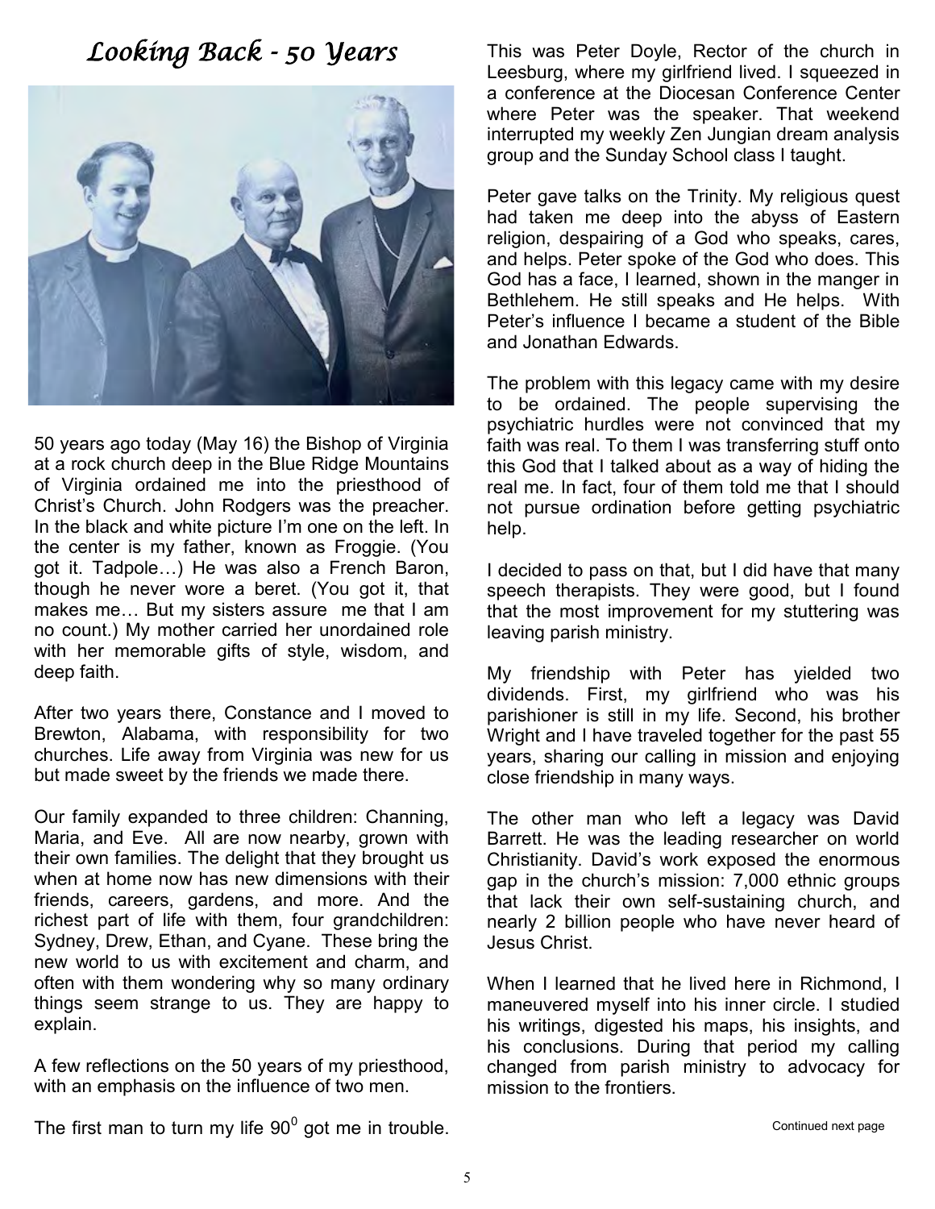# *Looking Back - 50 Years*

50 years ago today (May 16) the Bishop of Virginia at a rock church deep in the Blue Ridge Mountains of Virginia ordained me into the priesthood of Christ's Church. John Rodgers was the preacher. In the black and white picture I'm one on the left. In the center is my father, known as Froggie. (You got it. Tadpole…) He was also a French Baron, though he never wore a beret. (You got it, that makes me… But my sisters assure me that I am no count.) My mother carried her unordained role with her memorable gifts of style, wisdom, and deep faith.

After two years there, Constance and I moved to Brewton, Alabama, with responsibility for two churches. Life away from Virginia was new for us but made sweet by the friends we made there.

Our family expanded to three children: Channing, Maria, and Eve. All are now nearby, grown with their own families. The delight that they brought us when at home now has new dimensions with their friends, careers, gardens, and more. And the richest part of life with them, four grandchildren: Sydney, Drew, Ethan, and Cyane. These bring the new world to us with excitement and charm, and often with them wondering why so many ordinary things seem strange to us. They are happy to explain.

A few reflections on the 50 years of my priesthood, with an emphasis on the influence of two men.

The first man to turn my life $90^0$ got me in trouble. This was Peter Doyle, Rector of the church in Leesburg, where my girlfriend lived. I squeezed in a conference at the Diocesan Conference Center where Peter was the speaker. That weekend interrupted my weekly Zen Jungian dream analysis group and the Sunday School class I taught.

Peter gave talks on the Trinity. My religious quest had taken me deep into the abyss of Eastern religion, despairing of a God who speaks, cares, and helps. Peter spoke of the God who does. This God has a face, I learned, shown in the manger in Bethlehem. He still speaks and He helps. With Peter's influence I became a student of the Bible and Jonathan Edwards.

The problem with this legacy came with my desire to be ordained. The people supervising the psychiatric hurdles were not convinced that my faith was real. To them I was transferring stuff onto this God that I talked about as a way of hiding the real me. In fact, four of them told me that I should not pursue ordination before getting psychiatric help.

I decided to pass on that, but I did have that many speech therapists. They were good, but I found that the most improvement for my stuttering was leaving parish ministry.

My friendship with Peter has yielded two dividends. First, my girlfriend who was his parishioner is still in my life. Second, his brother Wright and I have traveled together for the past 55 years, sharing our calling in mission and enjoying close friendship in many ways.

The other man who left a legacy was David Barrett. He was the leading researcher on world Christianity. David's work exposed the enormous gap in the church's mission: 7,000 ethnic groups that lack their own self-sustaining church, and nearly 2 billion people who have never heard of Jesus Christ.

When I learned that he lived here in Richmond, I maneuvered myself into his inner circle. I studied his writings, digested his maps, his insights, and his conclusions. During that period my calling changed from parish ministry to advocacy for mission to the frontiers.

Continued next page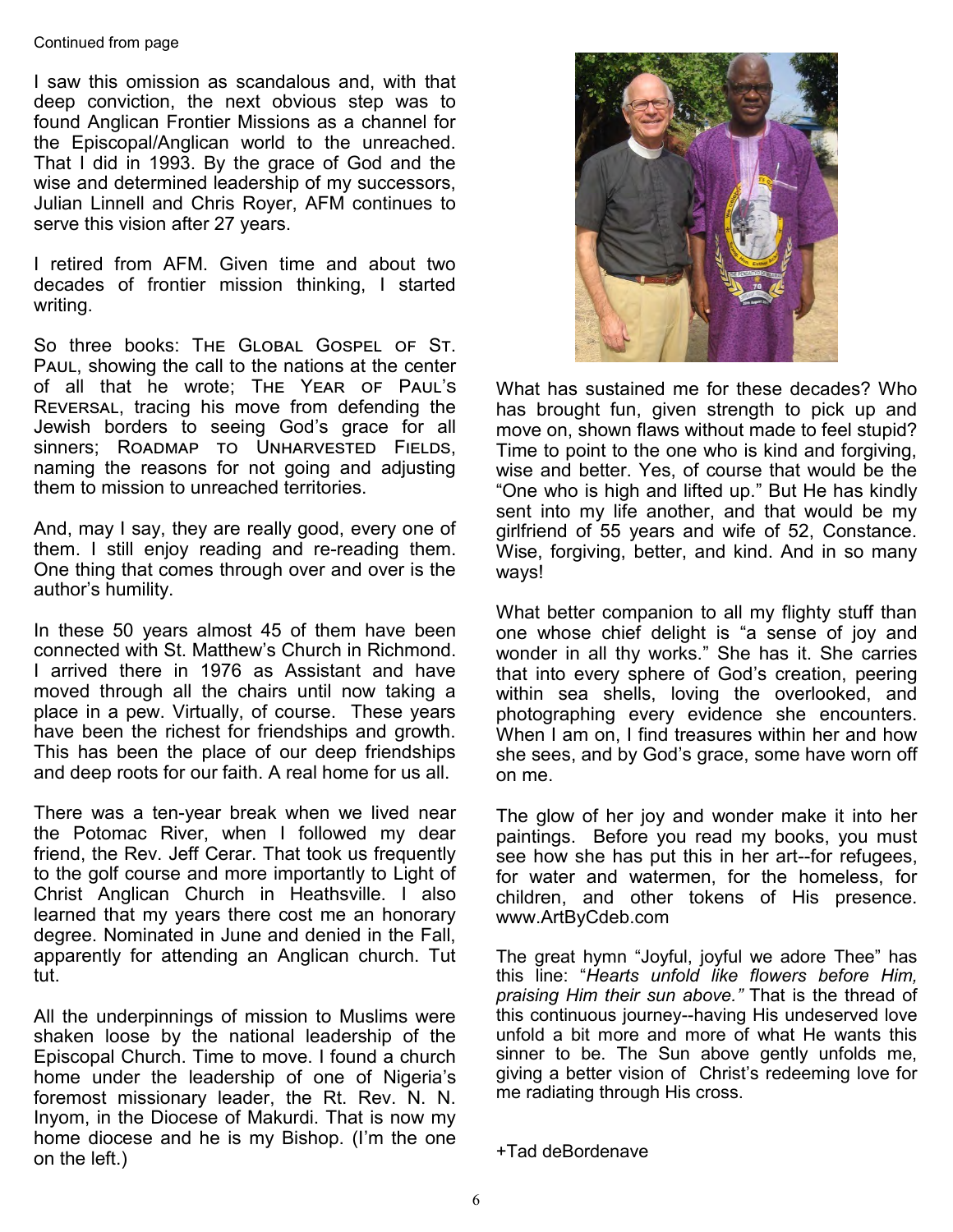Continued from page

I saw this omission as scandalous and, with that deep conviction, the next obvious step was to found Anglican Frontier Missions as a channel for the Episcopal/Anglican world to the unreached. That I did in 1993. By the grace of God and the wise and determined leadership of my successors, Julian Linnell and Chris Royer, AFM continues to serve this vision after 27 years.

I retired from AFM. Given time and about two decades of frontier mission thinking, I started writing.

So three books: THE GLOBAL GOSPEL OF ST. PAUL, showing the call to the nations at the center of all that he wrote; THE YEAR OF PAUL'S REVERSAL, tracing his move from defending the Jewish borders to seeing God's grace for all sinners; ROADMAP TO UNHARVESTED FIELDS, naming the reasons for not going and adjusting them to mission to unreached territories.

And, may I say, they are really good, every one of them. I still enjoy reading and re-reading them. One thing that comes through over and over is the author's humility.

In these 50 years almost 45 of them have been connected with St. Matthew's Church in Richmond. I arrived there in 1976 as Assistant and have moved through all the chairs until now taking a place in a pew. Virtually, of course. These years have been the richest for friendships and growth. This has been the place of our deep friendships and deep roots for our faith. A real home for us all.

There was a ten-year break when we lived near the Potomac River, when I followed my dear friend, the Rev. Jeff Cerar. That took us frequently to the golf course and more importantly to Light of Christ Anglican Church in Heathsville. I also learned that my years there cost me an honorary degree. Nominated in June and denied in the Fall, apparently for attending an Anglican church. Tut tut.

All the underpinnings of mission to Muslims were shaken loose by the national leadership of the Episcopal Church. Time to move. I found a church home under the leadership of one of Nigeria's foremost missionary leader, the Rt. Rev. N. N. Inyom, in the Diocese of Makurdi. That is now my home diocese and he is my Bishop. (I'm the one on the left.)

What has sustained me for these decades? Who has brought fun, given strength to pick up and move on, shown flaws without made to feel stupid? Time to point to the one who is kind and forgiving, wise and better. Yes, of course that would be the "One who is high and lifted up." But He has kindly sent into my life another, and that would be my girlfriend of 55 years and wife of 52, Constance. Wise, forgiving, better, and kind. And in so many ways!

What better companion to all my flighty stuff than one whose chief delight is "a sense of joy and wonder in all thy works." She has it. She carries that into every sphere of God's creation, peering within sea shells, loving the overlooked, and photographing every evidence she encounters. When I am on, I find treasures within her and how she sees, and by God's grace, some have worn off on me.

The glow of her joy and wonder make it into her paintings. Before you read my books, you must see how she has put this in her art--for refugees, for water and watermen, for the homeless, for children, and other tokens of His presence. www.ArtByCdeb.com

The great hymn "Joyful, joyful we adore Thee" has this line: "*Hearts unfold like flowers before Him, praising Him their sun above."* That is the thread of this continuous journey--having His undeserved love unfold a bit more and more of what He wants this sinner to be. The Sun above gently unfolds me, giving a better vision of Christ's redeeming love for me radiating through His cross.

+Tad deBordenave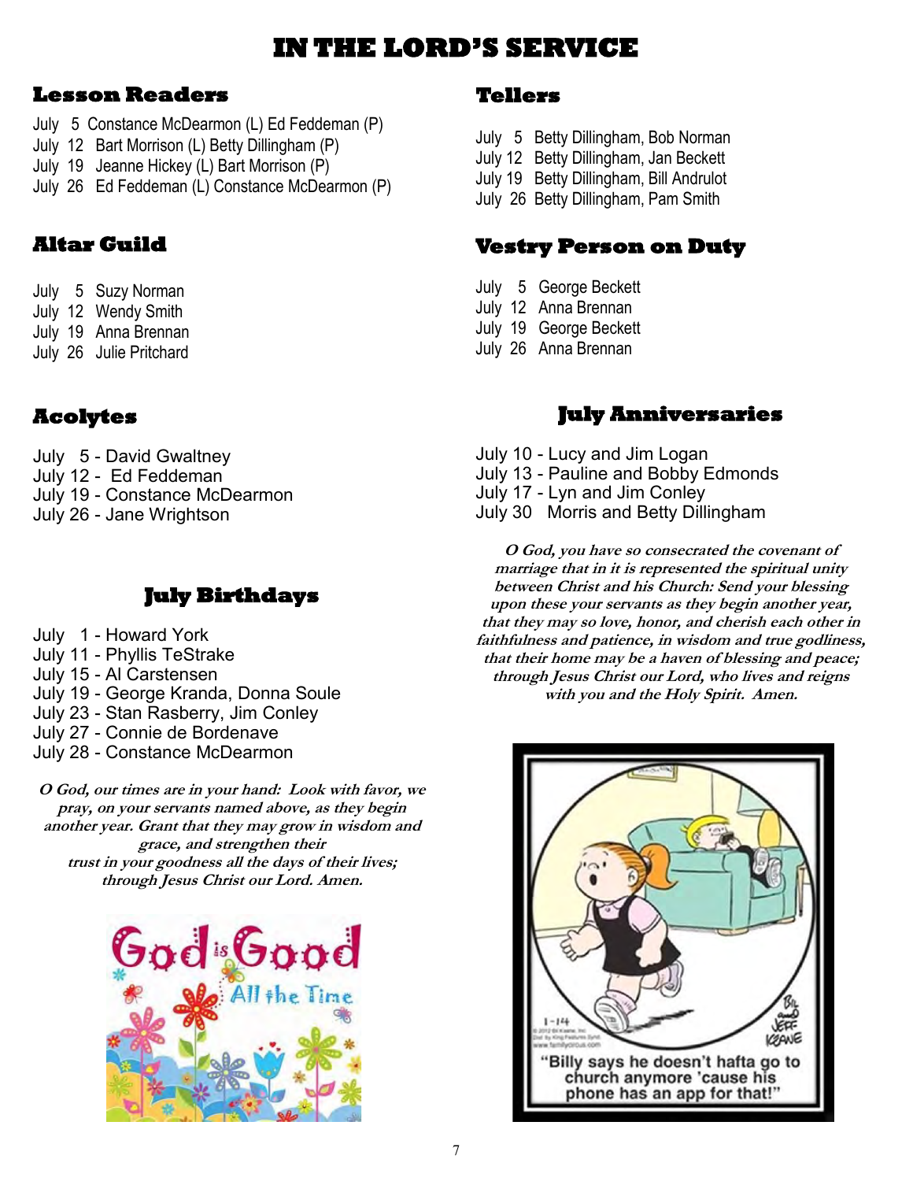# IN THE LORD'S SERVICE

## Lesson Readers

July 5 Constance McDearmon (L) Ed Feddeman (P)
July 12 Bart Morrison (L) Betty Dillingham (P)
July 19 Jeanne Hickey (L) Bart Morrison (P)
July 26 Ed Feddeman (L) Constance McDearmon (P)

## Altar Guild

July 5 Suzy Norman
July 12 Wendy Smith
July 19 Anna Brennan
July 26 Julie Pritchard

## Acolytes

July 5 - David Gwaltney
July 12 - Ed Feddeman
July 19 - Constance McDearmon
July 26 - Jane Wrightson

## July Birthdays

July 1 - Howard York
July 11 - Phyllis TeStrake
July 15 - Al Carstensen
July 19 - George Kranda, Donna Soule
July 23 - Stan Rasberry, Jim Conley
July 27 - Connie de Bordenave
July 28 - Constance McDearmon

***O God, our times are in your hand: Look with favor, we pray, on your servants named above, as they begin another year. Grant that they may grow in wisdom and grace, and strengthen their trust in your goodness all the days of their lives; through Jesus Christ our Lord. Amen.***

## Tellers

July 5 Betty Dillingham, Bob Norman
July 12 Betty Dillingham, Jan Beckett
July 19 Betty Dillingham, Bill Andrulot
July 26 Betty Dillingham, Pam Smith

## Vestry Person on Duty

July 5 George Beckett
July 12 Anna Brennan
July 19 George Beckett
July 26 Anna Brennan

## July Anniversaries

July 10 - Lucy and Jim Logan
July 13 - Pauline and Bobby Edmonds
July 17 - Lyn and Jim Conley
July 30 Morris and Betty Dillingham

***O God, you have so consecrated the covenant of marriage that in it is represented the spiritual unity between Christ and his Church: Send your blessing upon these your servants as they begin another year, that they may so love, honor, and cherish each other in faithfulness and patience, in wisdom and true godliness, that their home may be a haven of blessing and peace; through Jesus Christ our Lord, who lives and reigns with you and the Holy Spirit. Amen.***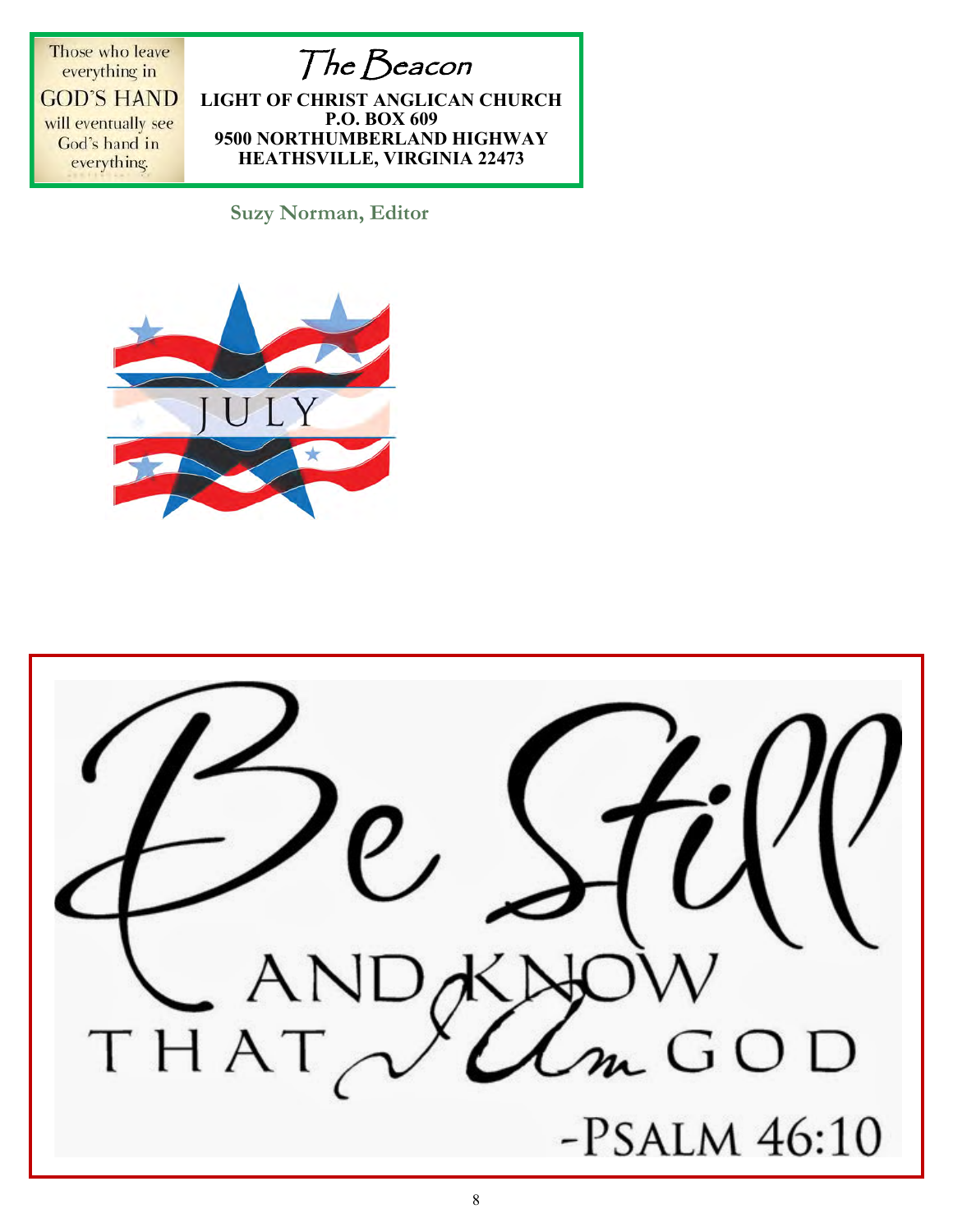Those who leave everything in GOD'S HAND will eventually see God's hand in everything.

# The Beacon

**LIGHT OF CHRIST ANGLICAN CHURCH**
**P.O. BOX 609**
**9500 NORTHUMBERLAND HIGHWAY**
**HEATHSVILLE, VIRGINIA 22473**

**Suzy Norman, Editor**

JULY

Be Still AND KNOW THAT I Am GOD

-PSALM 46:10